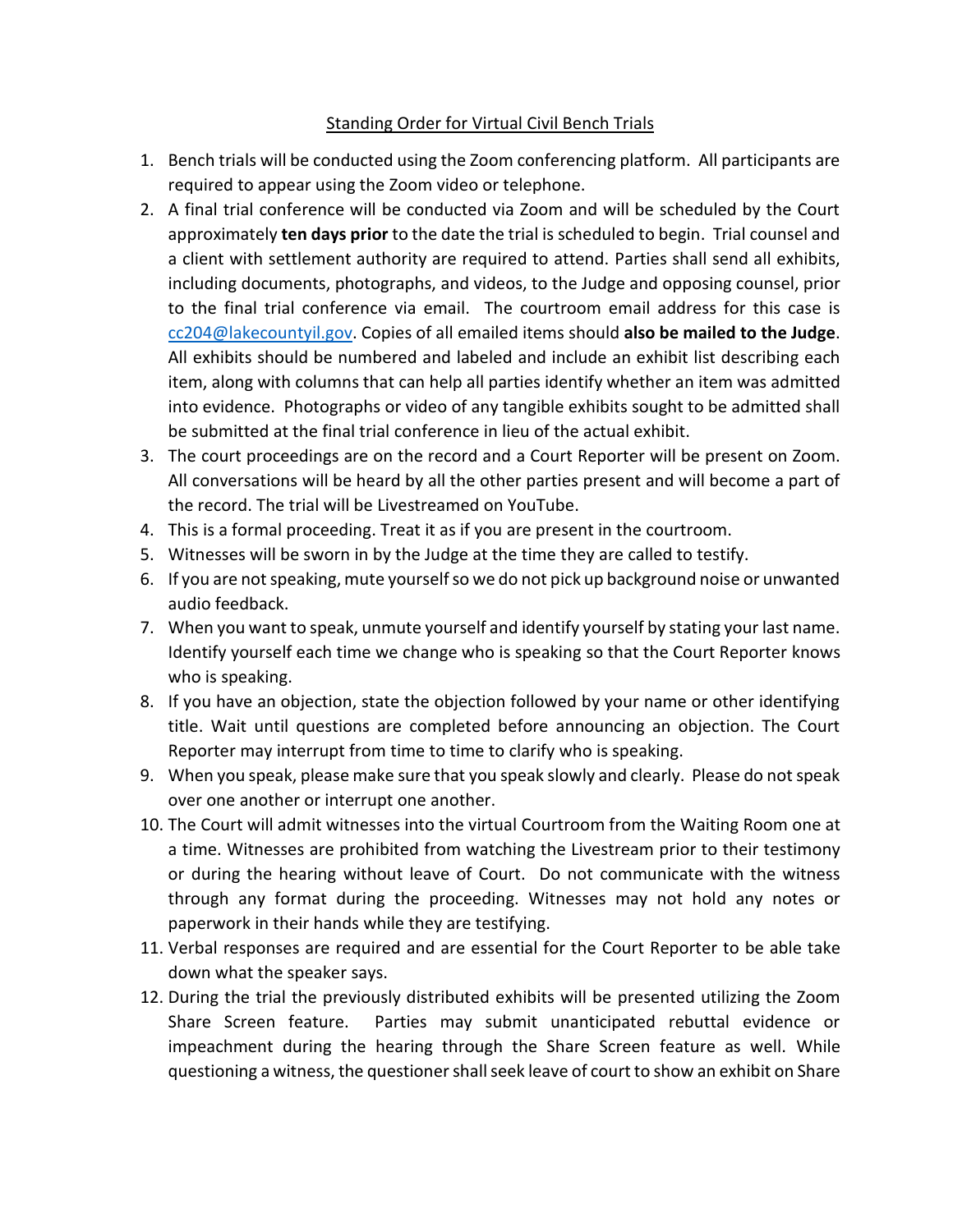# Standing Order for Virtual Civil Bench Trials

1. Bench trials will be conducted using the Zoom conferencing platform. All participants are required to appear using the Zoom video or telephone.
2. A final trial conference will be conducted via Zoom and will be scheduled by the Court approximately **ten days prior** to the date the trial is scheduled to begin. Trial counsel and a client with settlement authority are required to attend. Parties shall send all exhibits, including documents, photographs, and videos, to the Judge and opposing counsel, prior to the final trial conference via email. The courtroom email address for this case is cc204@lakecountyil.gov. Copies of all emailed items should **also be mailed to the Judge**. All exhibits should be numbered and labeled and include an exhibit list describing each item, along with columns that can help all parties identify whether an item was admitted into evidence. Photographs or video of any tangible exhibits sought to be admitted shall be submitted at the final trial conference in lieu of the actual exhibit.
3. The court proceedings are on the record and a Court Reporter will be present on Zoom. All conversations will be heard by all the other parties present and will become a part of the record. The trial will be Livestreamed on YouTube.
4. This is a formal proceeding. Treat it as if you are present in the courtroom.
5. Witnesses will be sworn in by the Judge at the time they are called to testify.
6. If you are not speaking, mute yourself so we do not pick up background noise or unwanted audio feedback.
7. When you want to speak, unmute yourself and identify yourself by stating your last name. Identify yourself each time we change who is speaking so that the Court Reporter knows who is speaking.
8. If you have an objection, state the objection followed by your name or other identifying title. Wait until questions are completed before announcing an objection. The Court Reporter may interrupt from time to time to clarify who is speaking.
9. When you speak, please make sure that you speak slowly and clearly. Please do not speak over one another or interrupt one another.
10. The Court will admit witnesses into the virtual Courtroom from the Waiting Room one at a time. Witnesses are prohibited from watching the Livestream prior to their testimony or during the hearing without leave of Court. Do not communicate with the witness through any format during the proceeding. Witnesses may not hold any notes or paperwork in their hands while they are testifying.
11. Verbal responses are required and are essential for the Court Reporter to be able take down what the speaker says.
12. During the trial the previously distributed exhibits will be presented utilizing the Zoom Share Screen feature. Parties may submit unanticipated rebuttal evidence or impeachment during the hearing through the Share Screen feature as well. While questioning a witness, the questioner shall seek leave of court to show an exhibit on Share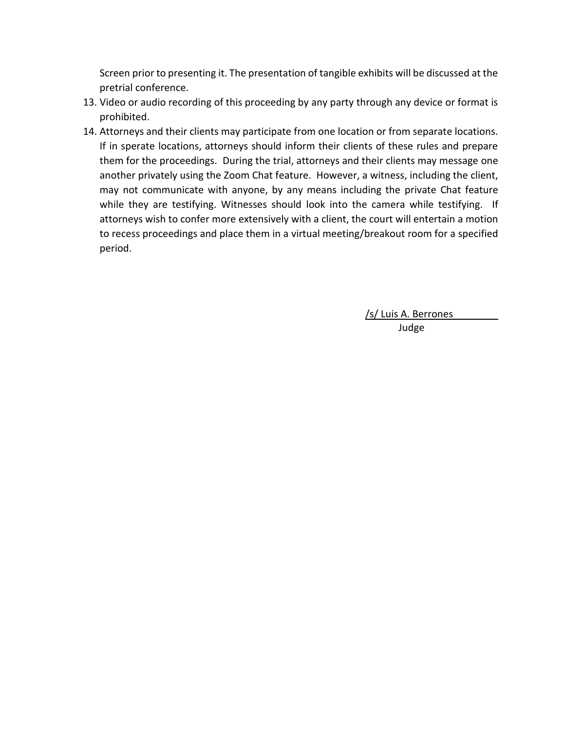Screen prior to presenting it. The presentation of tangible exhibits will be discussed at the pretrial conference.

13. Video or audio recording of this proceeding by any party through any device or format is prohibited.
14. Attorneys and their clients may participate from one location or from separate locations. If in sperate locations, attorneys should inform their clients of these rules and prepare them for the proceedings. During the trial, attorneys and their clients may message one another privately using the Zoom Chat feature. However, a witness, including the client, may not communicate with anyone, by any means including the private Chat feature while they are testifying. Witnesses should look into the camera while testifying. If attorneys wish to confer more extensively with a client, the court will entertain a motion to recess proceedings and place them in a virtual meeting/breakout room for a specified period.

/s/ Luis A. Berrones
Judge